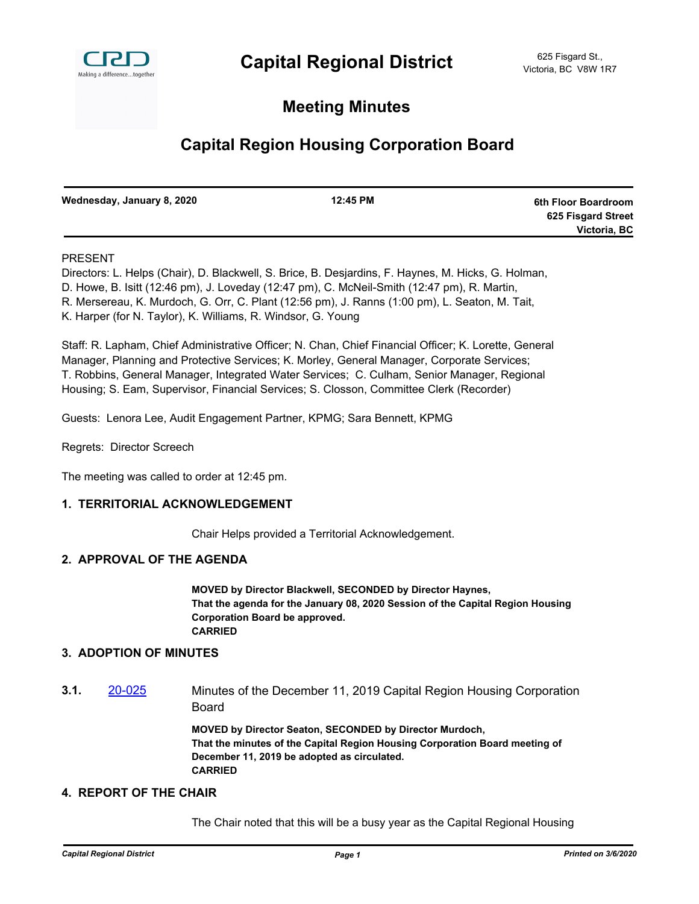# Capital Regional District

625 Fisgard St.,
Victoria, BC V8W 1R7

## Meeting Minutes

## Capital Region Housing Corporation Board

| **Wednesday, January 8, 2020** | **12:45 PM** | **6th Floor Boardroom 625 Fisgard Street Victoria, BC** |
|---|---|---|

PRESENT

Directors: L. Helps (Chair), D. Blackwell, S. Brice, B. Desjardins, F. Haynes, M. Hicks, G. Holman, D. Howe, B. Isitt (12:46 pm), J. Loveday (12:47 pm), C. McNeil-Smith (12:47 pm), R. Martin, R. Mersereau, K. Murdoch, G. Orr, C. Plant (12:56 pm), J. Ranns (1:00 pm), L. Seaton, M. Tait, K. Harper (for N. Taylor), K. Williams, R. Windsor, G. Young

Staff: R. Lapham, Chief Administrative Officer; N. Chan, Chief Financial Officer; K. Lorette, General Manager, Planning and Protective Services; K. Morley, General Manager, Corporate Services; T. Robbins, General Manager, Integrated Water Services; C. Culham, Senior Manager, Regional Housing; S. Eam, Supervisor, Financial Services; S. Closson, Committee Clerk (Recorder)

Guests: Lenora Lee, Audit Engagement Partner, KPMG; Sara Bennett, KPMG

Regrets: Director Screech

The meeting was called to order at 12:45 pm.

### 1. TERRITORIAL ACKNOWLEDGEMENT

Chair Helps provided a Territorial Acknowledgement.

### 2. APPROVAL OF THE AGENDA

**MOVED by Director Blackwell, SECONDED by Director Haynes,**
**That the agenda for the January 08, 2020 Session of the Capital Region Housing Corporation Board be approved.**
**CARRIED**

### 3. ADOPTION OF MINUTES

**3.1.** 20-025 Minutes of the December 11, 2019 Capital Region Housing Corporation Board

**MOVED by Director Seaton, SECONDED by Director Murdoch,**
**That the minutes of the Capital Region Housing Corporation Board meeting of December 11, 2019 be adopted as circulated.**
**CARRIED**

### 4. REPORT OF THE CHAIR

The Chair noted that this will be a busy year as the Capital Regional Housing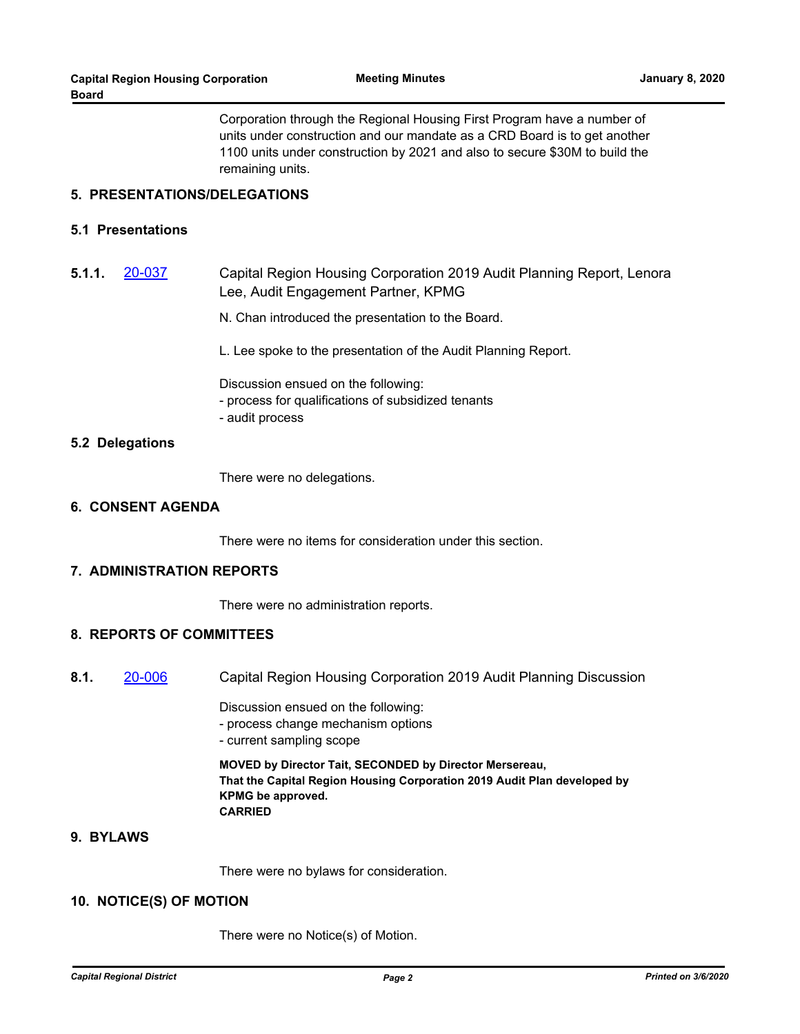Corporation through the Regional Housing First Program have a number of units under construction and our mandate as a CRD Board is to get another 1100 units under construction by 2021 and also to secure $30M to build the remaining units.

## 5. PRESENTATIONS/DELEGATIONS

### 5.1 Presentations

**5.1.1.** 20-037 Capital Region Housing Corporation 2019 Audit Planning Report, Lenora Lee, Audit Engagement Partner, KPMG

N. Chan introduced the presentation to the Board.

L. Lee spoke to the presentation of the Audit Planning Report.

Discussion ensued on the following:
- process for qualifications of subsidized tenants
- audit process

### 5.2 Delegations

There were no delegations.

## 6. CONSENT AGENDA

There were no items for consideration under this section.

## 7. ADMINISTRATION REPORTS

There were no administration reports.

## 8. REPORTS OF COMMITTEES

**8.1.** 20-006 Capital Region Housing Corporation 2019 Audit Planning Discussion

Discussion ensued on the following:
- process change mechanism options
- current sampling scope

**MOVED by Director Tait, SECONDED by Director Mersereau,**
**That the Capital Region Housing Corporation 2019 Audit Plan developed by KPMG be approved.**
**CARRIED**

## 9. BYLAWS

There were no bylaws for consideration.

## 10. NOTICE(S) OF MOTION

There were no Notice(s) of Motion.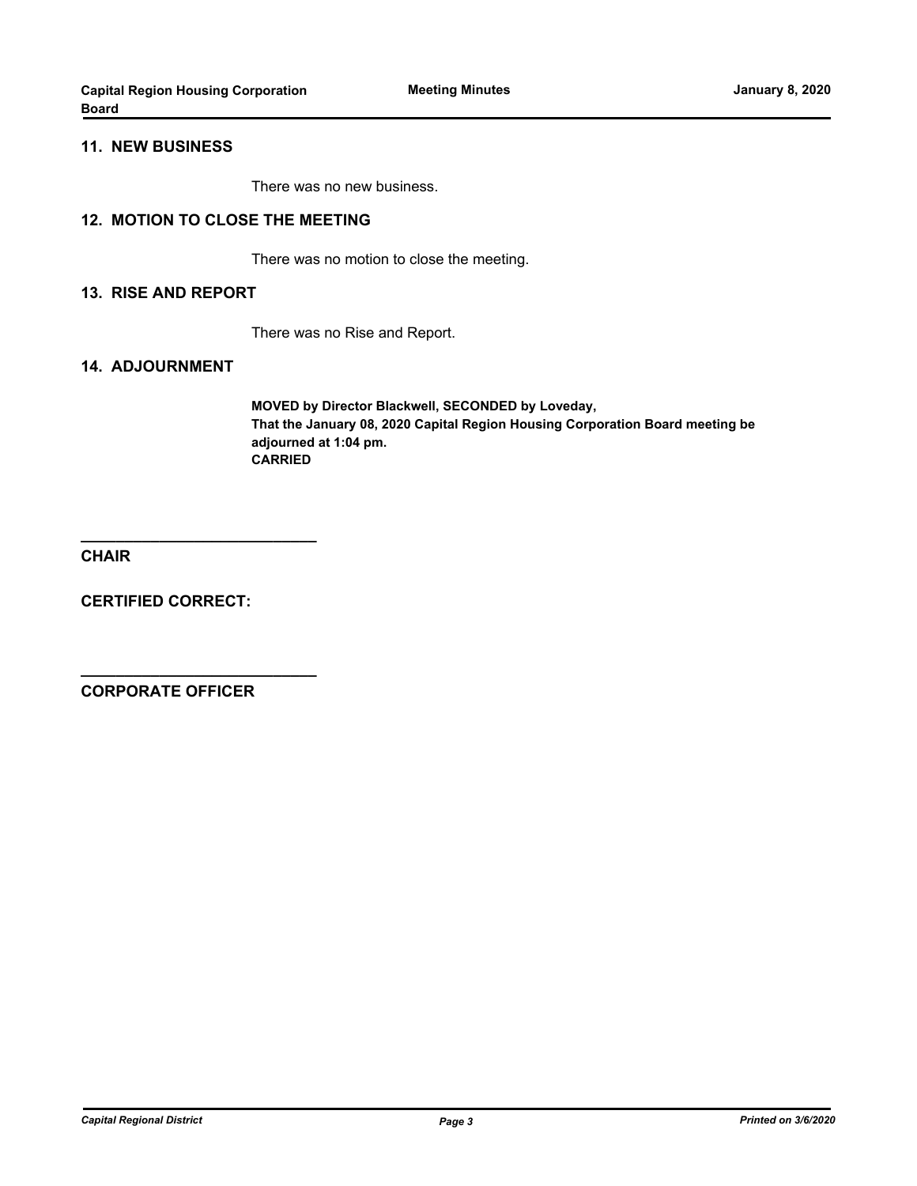## 11. NEW BUSINESS

There was no new business.

## 12. MOTION TO CLOSE THE MEETING

There was no motion to close the meeting.

## 13. RISE AND REPORT

There was no Rise and Report.

## 14. ADJOURNMENT

**MOVED by Director Blackwell, SECONDED by Loveday,**
**That the January 08, 2020 Capital Region Housing Corporation Board meeting be adjourned at 1:04 pm.**
**CARRIED**

\_\_\_\_\_\_\_\_\_\_\_\_\_\_\_\_\_\_\_\_\_\_\_\_\_\_\_\_

**CHAIR**

**CERTIFIED CORRECT:**

\_\_\_\_\_\_\_\_\_\_\_\_\_\_\_\_\_\_\_\_\_\_\_\_\_\_\_\_

**CORPORATE OFFICER**